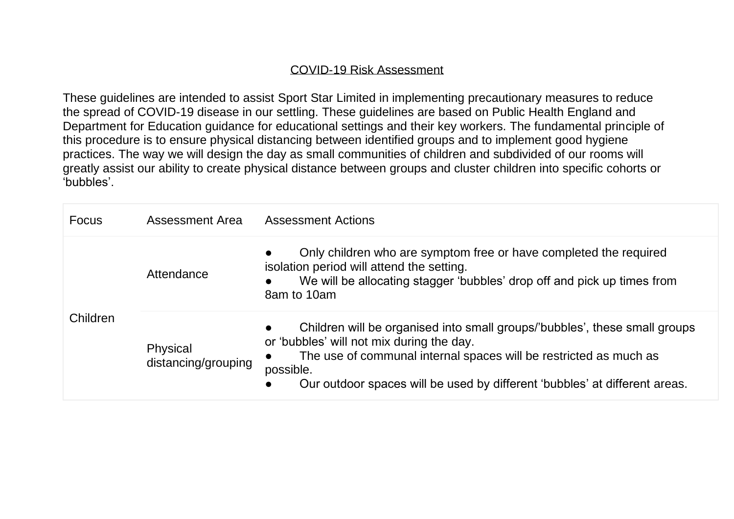<u>COVID-19 Risk Assessment</u>

These guidelines are intended to assist Sport Star Limited in implementing precautionary measures to reduce the spread of COVID-19 disease in our settling. These guidelines are based on Public Health England and Department for Education guidance for educational settings and their key workers. The fundamental principle of this procedure is to ensure physical distancing between identified groups and to implement good hygiene practices. The way we will design the day as small communities of children and subdivided of our rooms will greatly assist our ability to create physical distance between groups and cluster children into specific cohorts or ‘bubbles’.

| Focus | Assessment Area | Assessment Actions |
|---|---|---|
| Children | Attendance | ● Only children who are symptom free or have completed the required isolation period will attend the setting.<br>● We will be allocating stagger ‘bubbles’ drop off and pick up times from 8am to 10am |
| | Physical distancing/grouping | ● Children will be organised into small groups/’bubbles’, these small groups or ‘bubbles’ will not mix during the day.<br>● The use of communal internal spaces will be restricted as much as possible.<br>● Our outdoor spaces will be used by different ‘bubbles’ at different areas. |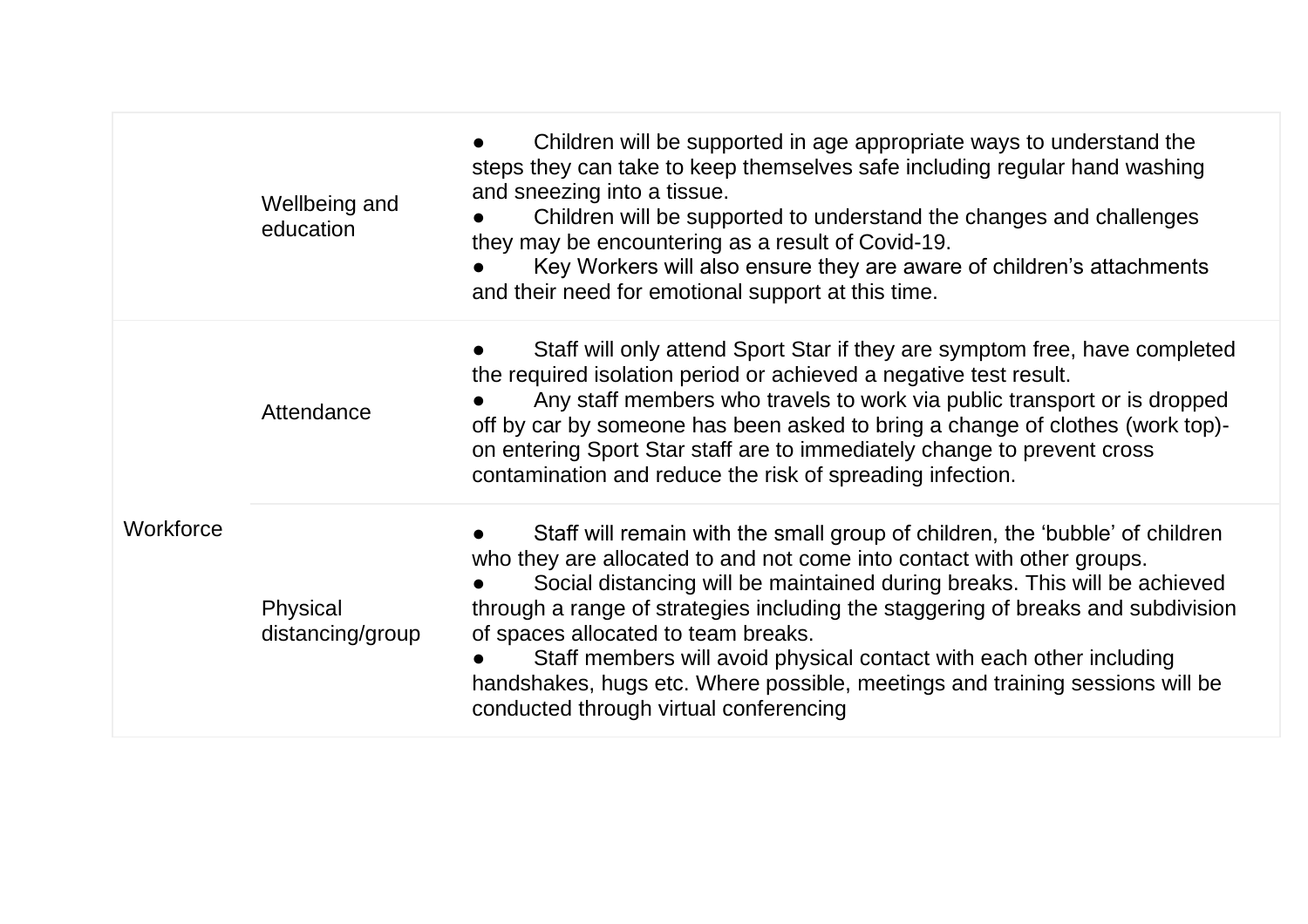| | | |
|---|---|---|
| | Wellbeing and education | ● Children will be supported in age appropriate ways to understand the steps they can take to keep themselves safe including regular hand washing and sneezing into a tissue.<br>● Children will be supported to understand the changes and challenges they may be encountering as a result of Covid-19.<br>● Key Workers will also ensure they are aware of children's attachments and their need for emotional support at this time. |
| Workforce | Attendance | ● Staff will only attend Sport Star if they are symptom free, have completed the required isolation period or achieved a negative test result.<br>● Any staff members who travels to work via public transport or is dropped off by car by someone has been asked to bring a change of clothes (work top)- on entering Sport Star staff are to immediately change to prevent cross contamination and reduce the risk of spreading infection. |
| | Physical distancing/group | ● Staff will remain with the small group of children, the 'bubble' of children who they are allocated to and not come into contact with other groups.<br>● Social distancing will be maintained during breaks. This will be achieved through a range of strategies including the staggering of breaks and subdivision of spaces allocated to team breaks.<br>● Staff members will avoid physical contact with each other including handshakes, hugs etc. Where possible, meetings and training sessions will be conducted through virtual conferencing |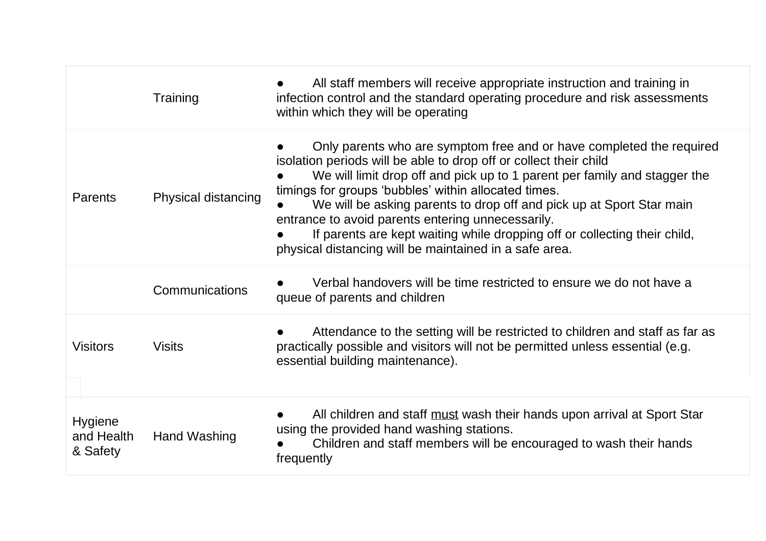| | | |
|---|---|---|
| | Training | ● All staff members will receive appropriate instruction and training in infection control and the standard operating procedure and risk assessments within which they will be operating |
| Parents | Physical distancing | ● Only parents who are symptom free and or have completed the required isolation periods will be able to drop off or collect their child<br>● We will limit drop off and pick up to 1 parent per family and stagger the timings for groups 'bubbles' within allocated times.<br>● We will be asking parents to drop off and pick up at Sport Star main entrance to avoid parents entering unnecessarily.<br>● If parents are kept waiting while dropping off or collecting their child, physical distancing will be maintained in a safe area. |
| | Communications | ● Verbal handovers will be time restricted to ensure we do not have a queue of parents and children |
| Visitors | Visits | ● Attendance to the setting will be restricted to children and staff as far as practically possible and visitors will not be permitted unless essential (e.g. essential building maintenance). |
| Hygiene and Health & Safety | Hand Washing | ● All children and staff <u>must</u> wash their hands upon arrival at Sport Star using the provided hand washing stations.<br>● Children and staff members will be encouraged to wash their hands frequently |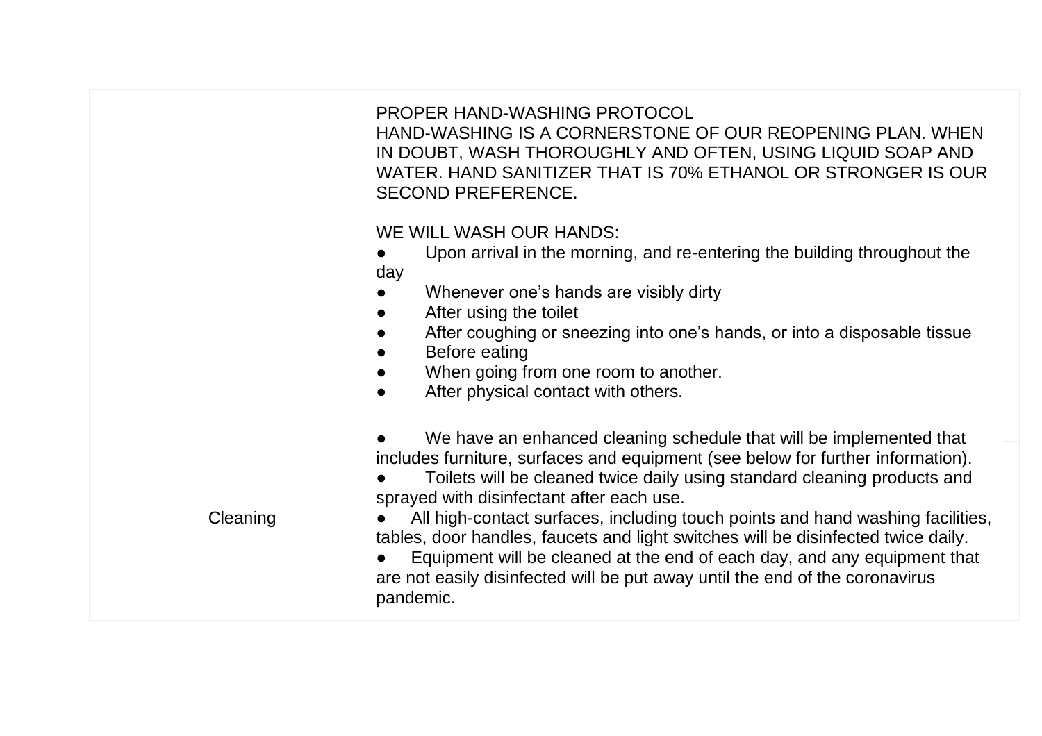| | |
|---|---|
| | PROPER HAND-WASHING PROTOCOL<br>HAND-WASHING IS A CORNERSTONE OF OUR REOPENING PLAN. WHEN IN DOUBT, WASH THOROUGHLY AND OFTEN, USING LIQUID SOAP AND WATER. HAND SANITIZER THAT IS 70% ETHANOL OR STRONGER IS OUR SECOND PREFERENCE.<br><br>WE WILL WASH OUR HANDS:<br>● Upon arrival in the morning, and re-entering the building throughout the day<br>● Whenever one's hands are visibly dirty<br>● After using the toilet<br>● After coughing or sneezing into one's hands, or into a disposable tissue<br>● Before eating<br>● When going from one room to another.<br>● After physical contact with others. |
| Cleaning | ● We have an enhanced cleaning schedule that will be implemented that includes furniture, surfaces and equipment (see below for further information).<br>● Toilets will be cleaned twice daily using standard cleaning products and sprayed with disinfectant after each use.<br>● All high-contact surfaces, including touch points and hand washing facilities, tables, door handles, faucets and light switches will be disinfected twice daily.<br>● Equipment will be cleaned at the end of each day, and any equipment that are not easily disinfected will be put away until the end of the coronavirus pandemic. |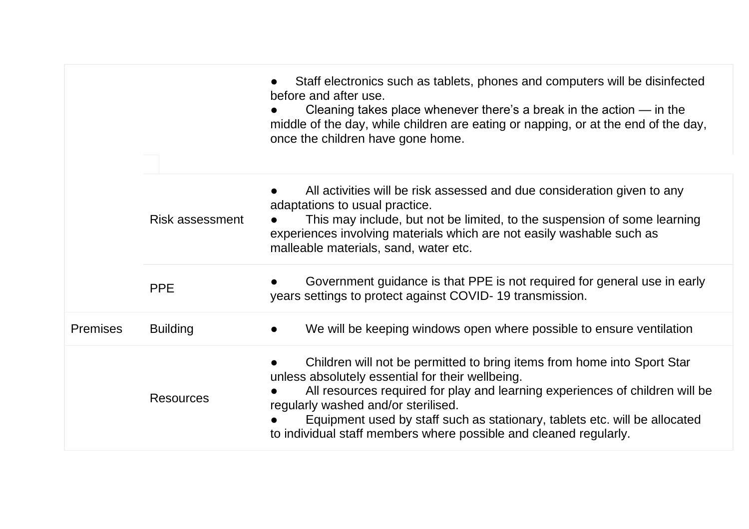| | | |
|---|---|---|
| | | ● Staff electronics such as tablets, phones and computers will be disinfected before and after use.<br>● Cleaning takes place whenever there's a break in the action — in the middle of the day, while children are eating or napping, or at the end of the day, once the children have gone home. |
| | Risk assessment | ● All activities will be risk assessed and due consideration given to any adaptations to usual practice.<br>● This may include, but not be limited, to the suspension of some learning experiences involving materials which are not easily washable such as malleable materials, sand, water etc. |
| | PPE | ● Government guidance is that PPE is not required for general use in early years settings to protect against COVID- 19 transmission. |
| Premises | Building | ● We will be keeping windows open where possible to ensure ventilation |
| | Resources | ● Children will not be permitted to bring items from home into Sport Star unless absolutely essential for their wellbeing.<br>● All resources required for play and learning experiences of children will be regularly washed and/or sterilised.<br>● Equipment used by staff such as stationary, tablets etc. will be allocated to individual staff members where possible and cleaned regularly. |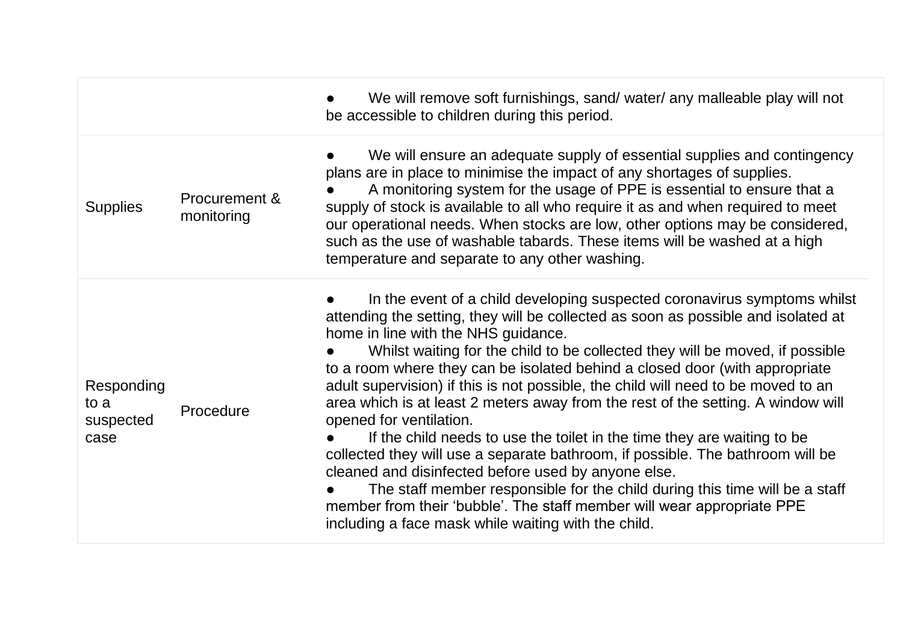| | | |
|---|---|---|
| | | ● We will remove soft furnishings, sand/ water/ any malleable play will not be accessible to children during this period. |
| Supplies | Procurement & monitoring | ● We will ensure an adequate supply of essential supplies and contingency plans are in place to minimise the impact of any shortages of supplies.<br>● A monitoring system for the usage of PPE is essential to ensure that a supply of stock is available to all who require it as and when required to meet our operational needs. When stocks are low, other options may be considered, such as the use of washable tabards. These items will be washed at a high temperature and separate to any other washing. |
| Responding to a suspected case | Procedure | ● In the event of a child developing suspected coronavirus symptoms whilst attending the setting, they will be collected as soon as possible and isolated at home in line with the NHS guidance.<br>● Whilst waiting for the child to be collected they will be moved, if possible to a room where they can be isolated behind a closed door (with appropriate adult supervision) if this is not possible, the child will need to be moved to an area which is at least 2 meters away from the rest of the setting. A window will opened for ventilation.<br>● If the child needs to use the toilet in the time they are waiting to be collected they will use a separate bathroom, if possible. The bathroom will be cleaned and disinfected before used by anyone else.<br>● The staff member responsible for the child during this time will be a staff member from their 'bubble'. The staff member will wear appropriate PPE including a face mask while waiting with the child. |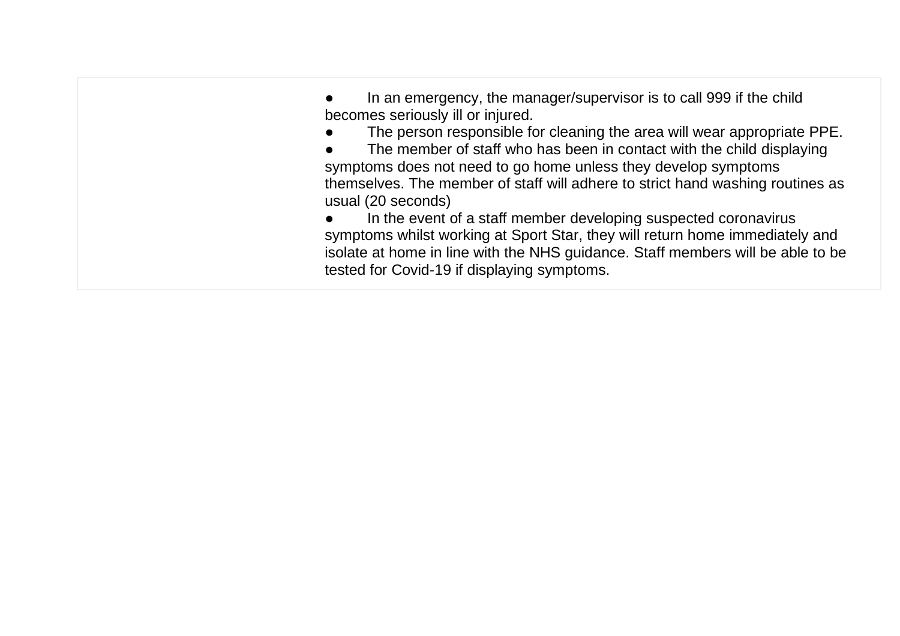| | |
|---|---|
| | ● In an emergency, the manager/supervisor is to call 999 if the child becomes seriously ill or injured.<br>● The person responsible for cleaning the area will wear appropriate PPE.<br>● The member of staff who has been in contact with the child displaying symptoms does not need to go home unless they develop symptoms themselves. The member of staff will adhere to strict hand washing routines as usual (20 seconds)<br>● In the event of a staff member developing suspected coronavirus symptoms whilst working at Sport Star, they will return home immediately and isolate at home in line with the NHS guidance. Staff members will be able to be tested for Covid-19 if displaying symptoms. |